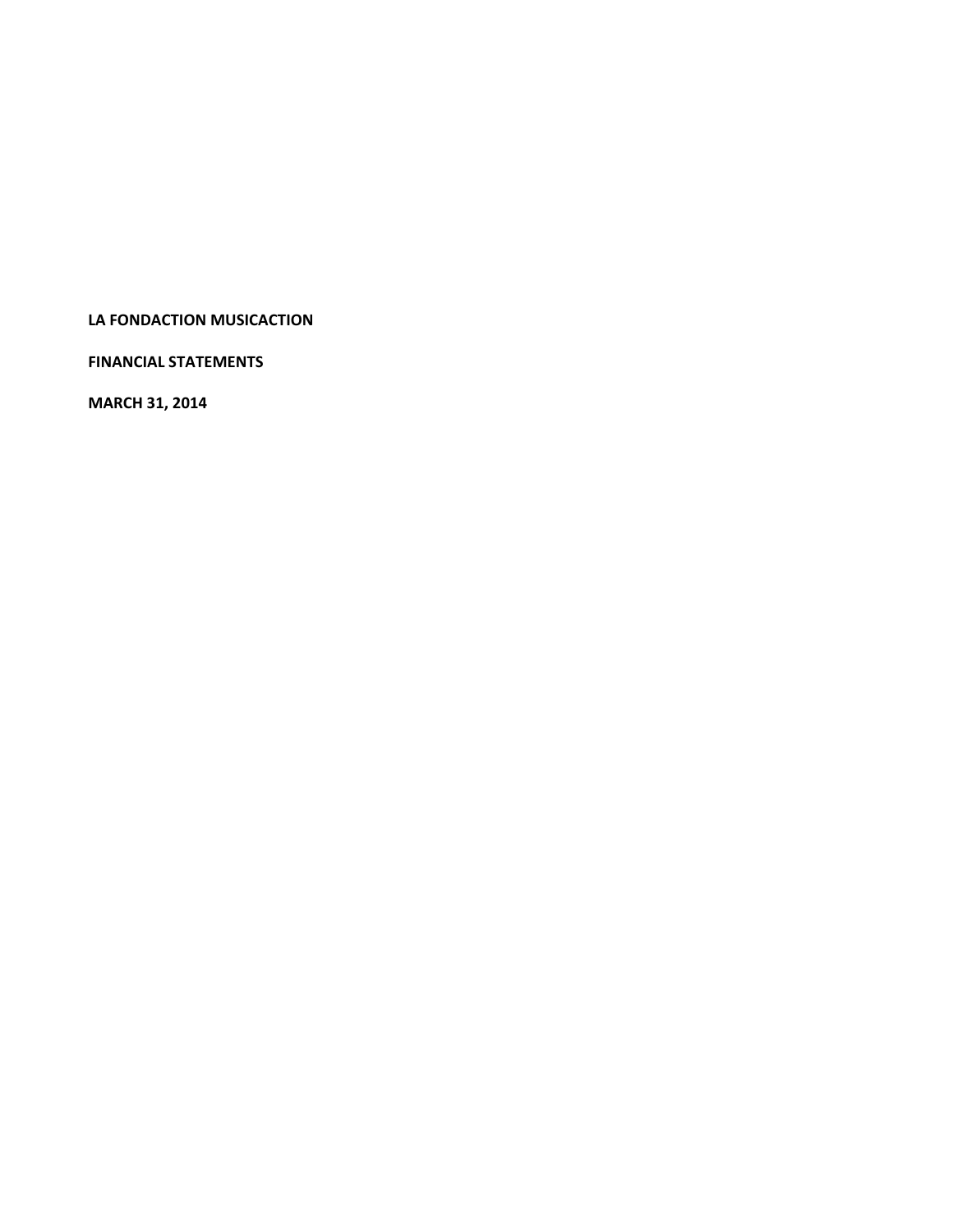**LA FONDACTION MUSICACTION**

**FINANCIAL STATEMENTS**

**MARCH 31, 2014**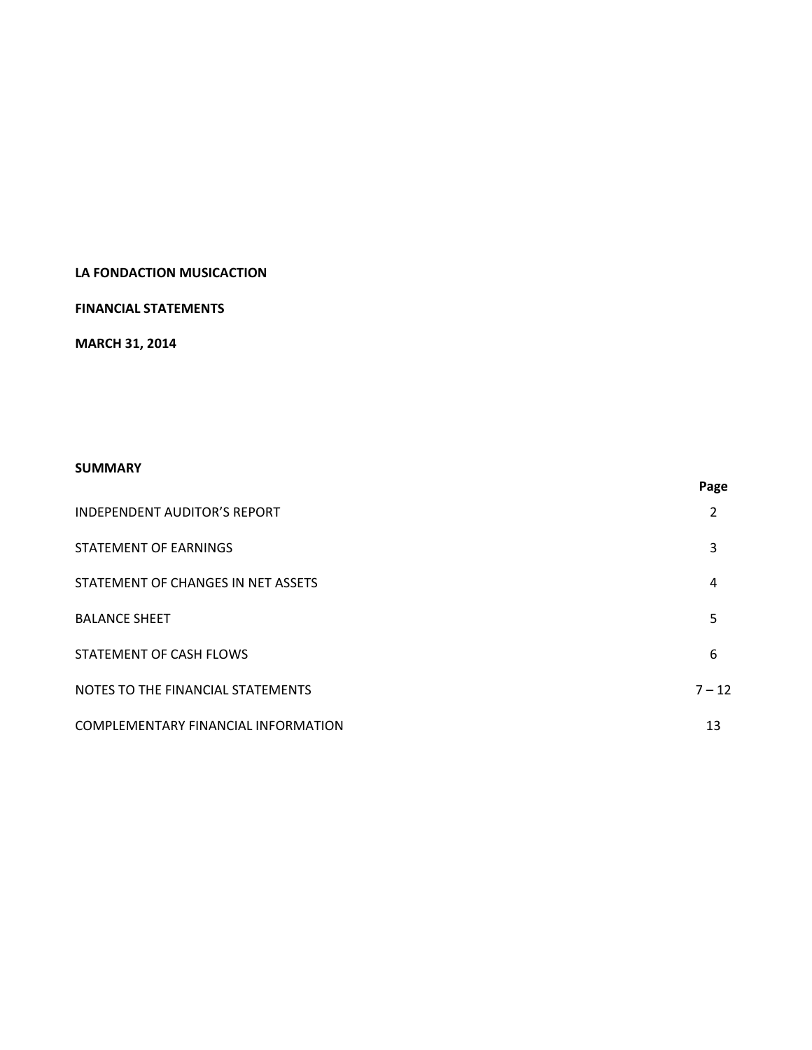**LA FONDACTION MUSICACTION**

**FINANCIAL STATEMENTS**

**MARCH 31, 2014**

**SUMMARY**

| | **Page** |
|---|---|
| INDEPENDENT AUDITOR'S REPORT | 2 |
| STATEMENT OF EARNINGS | 3 |
| STATEMENT OF CHANGES IN NET ASSETS | 4 |
| BALANCE SHEET | 5 |
| STATEMENT OF CASH FLOWS | 6 |
| NOTES TO THE FINANCIAL STATEMENTS | 7 – 12 |
| COMPLEMENTARY FINANCIAL INFORMATION | 13 |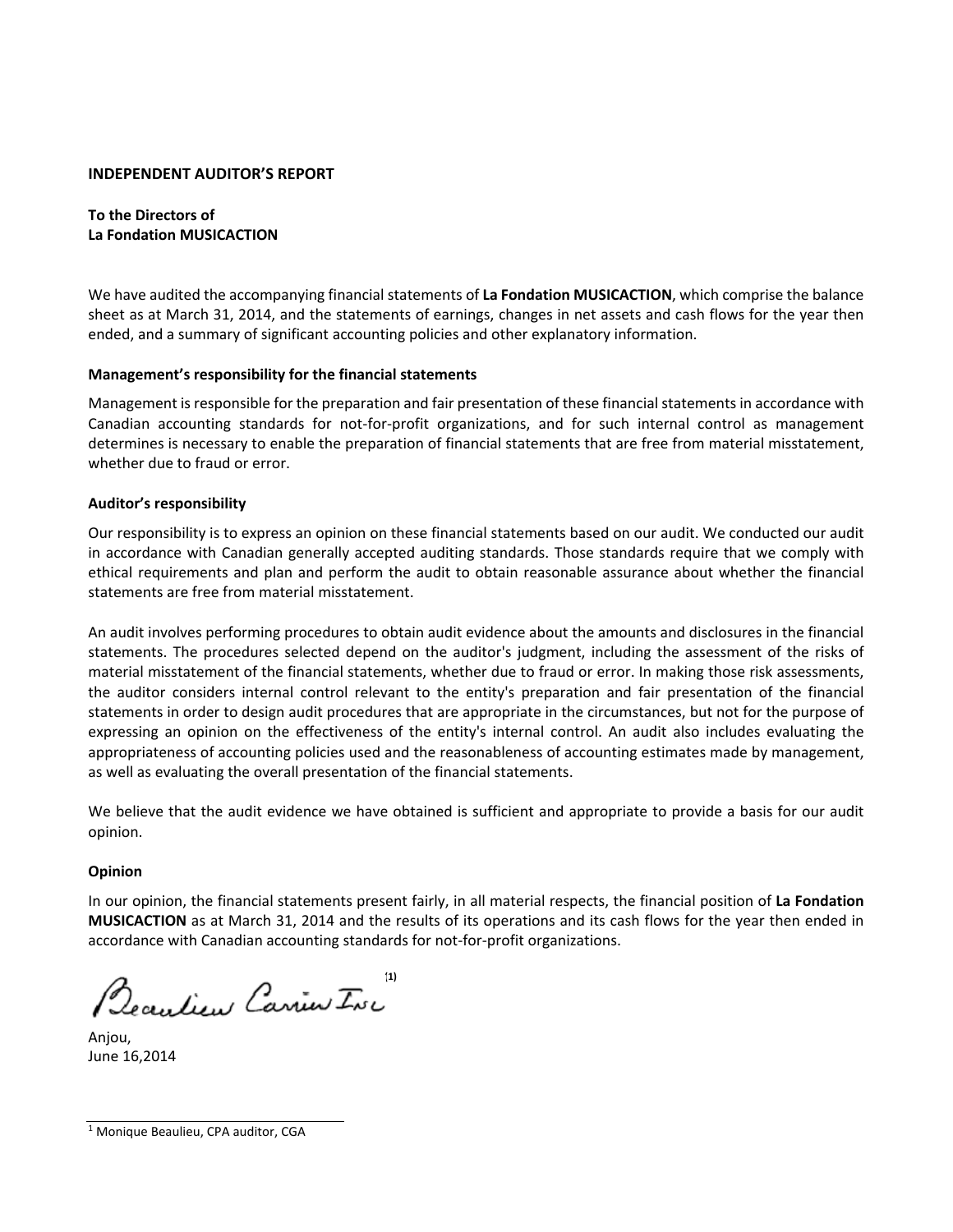**INDEPENDENT AUDITOR'S REPORT**

**To the Directors of**
**La Fondation MUSICACTION**

We have audited the accompanying financial statements of **La Fondation MUSICACTION**, which comprise the balance sheet as at March 31, 2014, and the statements of earnings, changes in net assets and cash flows for the year then ended, and a summary of significant accounting policies and other explanatory information.

**Management's responsibility for the financial statements**

Management is responsible for the preparation and fair presentation of these financial statements in accordance with Canadian accounting standards for not-for-profit organizations, and for such internal control as management determines is necessary to enable the preparation of financial statements that are free from material misstatement, whether due to fraud or error.

**Auditor's responsibility**

Our responsibility is to express an opinion on these financial statements based on our audit. We conducted our audit in accordance with Canadian generally accepted auditing standards. Those standards require that we comply with ethical requirements and plan and perform the audit to obtain reasonable assurance about whether the financial statements are free from material misstatement.

An audit involves performing procedures to obtain audit evidence about the amounts and disclosures in the financial statements. The procedures selected depend on the auditor's judgment, including the assessment of the risks of material misstatement of the financial statements, whether due to fraud or error. In making those risk assessments, the auditor considers internal control relevant to the entity's preparation and fair presentation of the financial statements in order to design audit procedures that are appropriate in the circumstances, but not for the purpose of expressing an opinion on the effectiveness of the entity's internal control. An audit also includes evaluating the appropriateness of accounting policies used and the reasonableness of accounting estimates made by management, as well as evaluating the overall presentation of the financial statements.

We believe that the audit evidence we have obtained is sufficient and appropriate to provide a basis for our audit opinion.

**Opinion**

In our opinion, the financial statements present fairly, in all material respects, the financial position of **La Fondation MUSICACTION** as at March 31, 2014 and the results of its operations and its cash flows for the year then ended in accordance with Canadian accounting standards for not-for-profit organizations.

Beaulieu Carrier Inc (1)

Anjou,
June 16,2014

[1] Monique Beaulieu, CPA auditor, CGA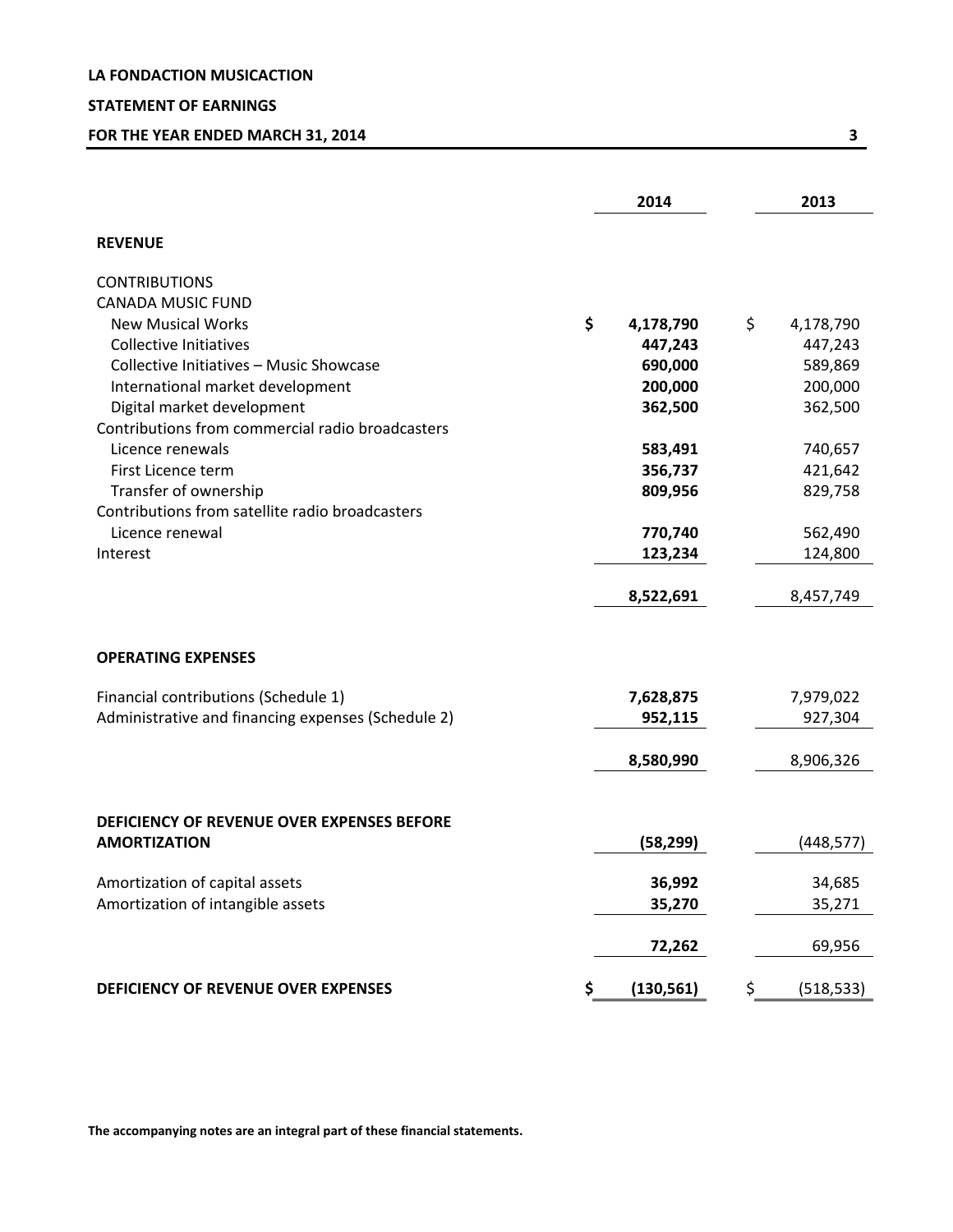**LA FONDACTION MUSICACTION**

**STATEMENT OF EARNINGS**

**FOR THE YEAR ENDED MARCH 31, 2014**

| | 2014 | 2013 |
|---|---|---|
| **REVENUE** | | |
| CONTRIBUTIONS | | |
| CANADA MUSIC FUND | | |
| New Musical Works | **$ 4,178,790** | $ 4,178,790 |
| Collective Initiatives | **447,243** | 447,243 |
| Collective Initiatives – Music Showcase | **690,000** | 589,869 |
| International market development | **200,000** | 200,000 |
| Digital market development | **362,500** | 362,500 |
| Contributions from commercial radio broadcasters | | |
| Licence renewals | **583,491** | 740,657 |
| First Licence term | **356,737** | 421,642 |
| Transfer of ownership | **809,956** | 829,758 |
| Contributions from satellite radio broadcasters | | |
| Licence renewal | **770,740** | 562,490 |
| Interest | **123,234** | 124,800 |
| | **8,522,691** | 8,457,749 |
| **OPERATING EXPENSES** | | |
| Financial contributions (Schedule 1) | **7,628,875** | 7,979,022 |
| Administrative and financing expenses (Schedule 2) | **952,115** | 927,304 |
| | **8,580,990** | 8,906,326 |
| **DEFICIENCY OF REVENUE OVER EXPENSES BEFORE AMORTIZATION** | **(58,299)** | (448,577) |
| Amortization of capital assets | **36,992** | 34,685 |
| Amortization of intangible assets | **35,270** | 35,271 |
| | **72,262** | 69,956 |
| **DEFICIENCY OF REVENUE OVER EXPENSES** | **$ (130,561)** | $ (518,533) |

**The accompanying notes are an integral part of these financial statements.**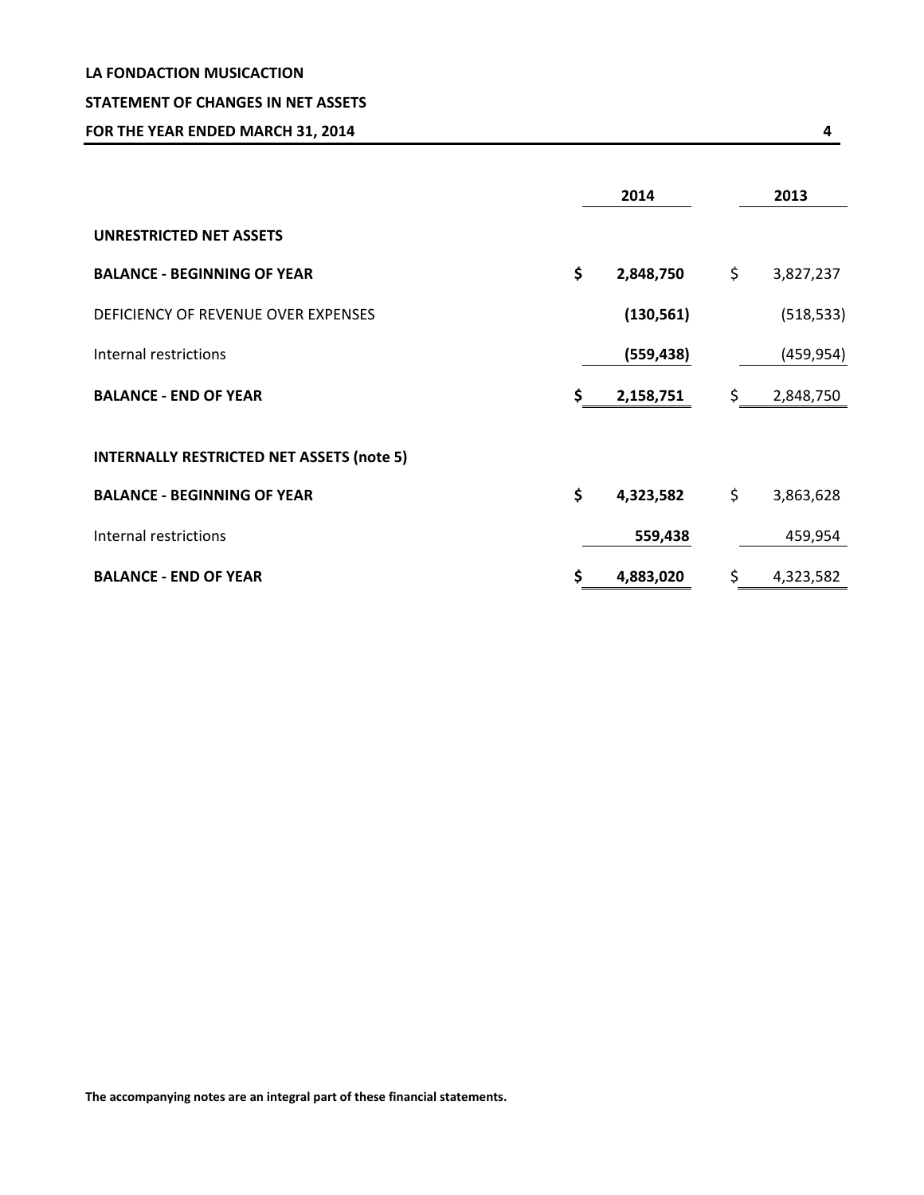**LA FONDACTION MUSICACTION**

**STATEMENT OF CHANGES IN NET ASSETS**

**FOR THE YEAR ENDED MARCH 31, 2014**

| | 2014 | 2013 |
|---|---|---|
| **UNRESTRICTED NET ASSETS** | | |
| **BALANCE - BEGINNING OF YEAR** | **$ 2,848,750** | $ 3,827,237 |
| DEFICIENCY OF REVENUE OVER EXPENSES | **(130,561)** | (518,533) |
| Internal restrictions | **(559,438)** | (459,954) |
| **BALANCE - END OF YEAR** | **$ 2,158,751** | $ 2,848,750 |
| | | |
| **INTERNALLY RESTRICTED NET ASSETS (note 5)** | | |
| **BALANCE - BEGINNING OF YEAR** | **$ 4,323,582** | $ 3,863,628 |
| Internal restrictions | **559,438** | 459,954 |
| **BALANCE - END OF YEAR** | **$ 4,883,020** | $ 4,323,582 |

**The accompanying notes are an integral part of these financial statements.**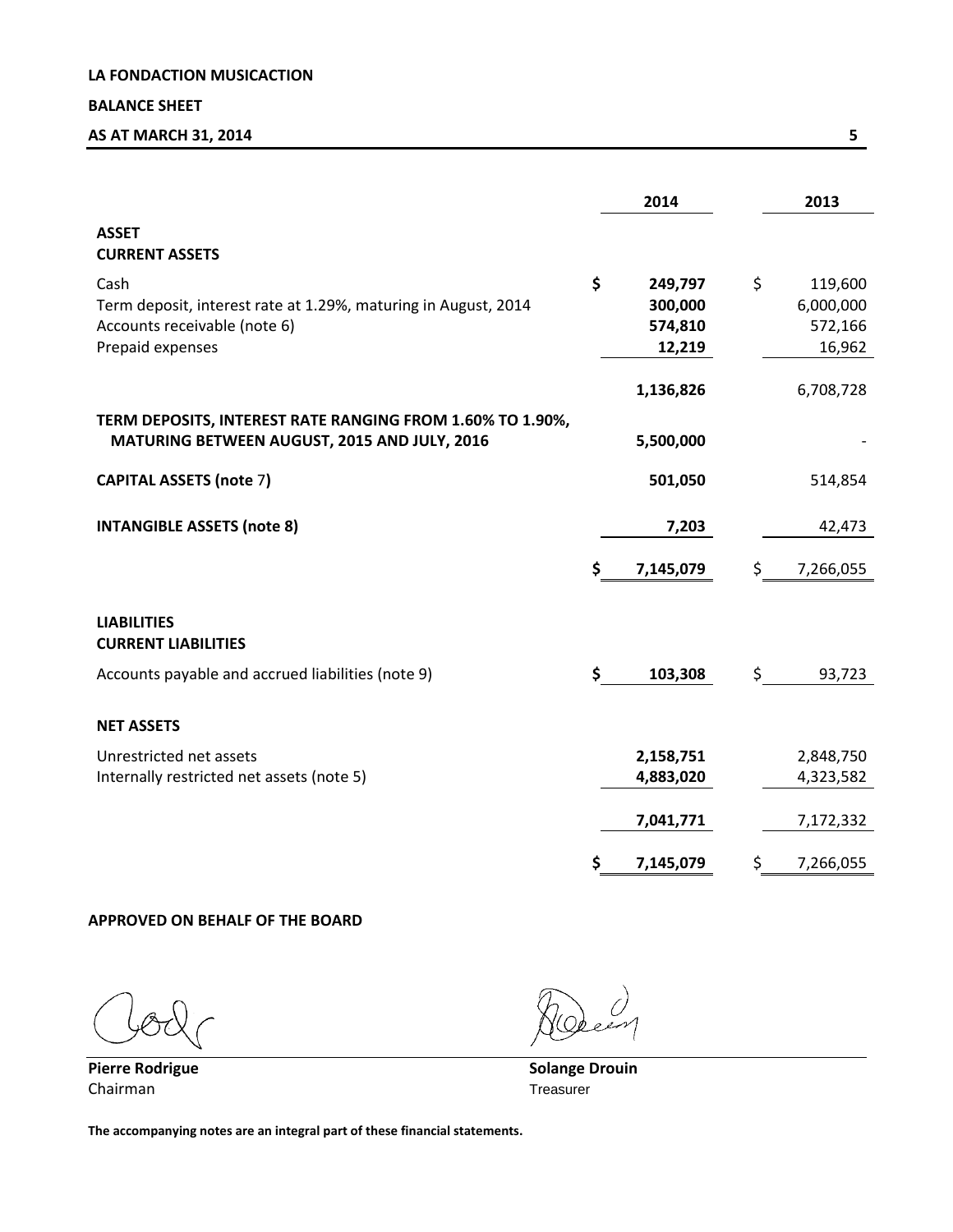**LA FONDACTION MUSICACTION**

**BALANCE SHEET**

**AS AT MARCH 31, 2014**

| | 2014 | 2013 |
|---|---|---|
| **ASSET** | | |
| **CURRENT ASSETS** | | |
| Cash | **$ 249,797** | $ 119,600 |
| Term deposit, interest rate at 1.29%, maturing in August, 2014 | **300,000** | 6,000,000 |
| Accounts receivable (note 6) | **574,810** | 572,166 |
| Prepaid expenses | **12,219** | 16,962 |
| | **1,136,826** | 6,708,728 |
| **TERM DEPOSITS, INTEREST RATE RANGING FROM 1.60% TO 1.90%, MATURING BETWEEN AUGUST, 2015 AND JULY, 2016** | **5,500,000** | - |
| **CAPITAL ASSETS (note 7)** | **501,050** | 514,854 |
| **INTANGIBLE ASSETS (note 8)** | **7,203** | 42,473 |
| | **$ 7,145,079** | $ 7,266,055 |
| **LIABILITIES** | | |
| **CURRENT LIABILITIES** | | |
| Accounts payable and accrued liabilities (note 9) | **$ 103,308** | $ 93,723 |
| **NET ASSETS** | | |
| Unrestricted net assets | **2,158,751** | 2,848,750 |
| Internally restricted net assets (note 5) | **4,883,020** | 4,323,582 |
| | **7,041,771** | 7,172,332 |
| | **$ 7,145,079** | $ 7,266,055 |

**APPROVED ON BEHALF OF THE BOARD**

**Pierre Rodrigue**
Chairman

**Solange Drouin**
Treasurer

**The accompanying notes are an integral part of these financial statements.**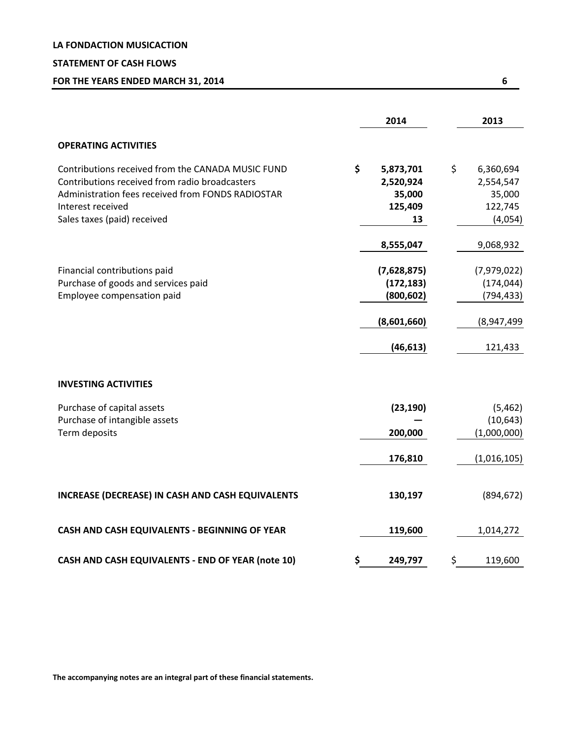# LA FONDACTION MUSICACTION

## STATEMENT OF CASH FLOWS

### FOR THE YEARS ENDED MARCH 31, 2014

| | 2014 | 2013 |
|---|---|---|
| **OPERATING ACTIVITIES** | | |
| Contributions received from the CANADA MUSIC FUND | **$ 5,873,701** | $ 6,360,694 |
| Contributions received from radio broadcasters | **2,520,924** | 2,554,547 |
| Administration fees received from FONDS RADIOSTAR | **35,000** | 35,000 |
| Interest received | **125,409** | 122,745 |
| Sales taxes (paid) received | **13** | (4,054) |
| | **8,555,047** | 9,068,932 |
| Financial contributions paid | **(7,628,875)** | (7,979,022) |
| Purchase of goods and services paid | **(172,183)** | (174,044) |
| Employee compensation paid | **(800,602)** | (794,433) |
| | **(8,601,660)** | (8,947,499 |
| | **(46,613)** | 121,433 |
| **INVESTING ACTIVITIES** | | |
| Purchase of capital assets | **(23,190)** | (5,462) |
| Purchase of intangible assets | **—** | (10,643) |
| Term deposits | **200,000** | (1,000,000) |
| | **176,810** | (1,016,105) |
| **INCREASE (DECREASE) IN CASH AND CASH EQUIVALENTS** | **130,197** | (894,672) |
| **CASH AND CASH EQUIVALENTS - BEGINNING OF YEAR** | **119,600** | 1,014,272 |
| **CASH AND CASH EQUIVALENTS - END OF YEAR (note 10)** | **$ 249,797** | $ 119,600 |

**The accompanying notes are an integral part of these financial statements.**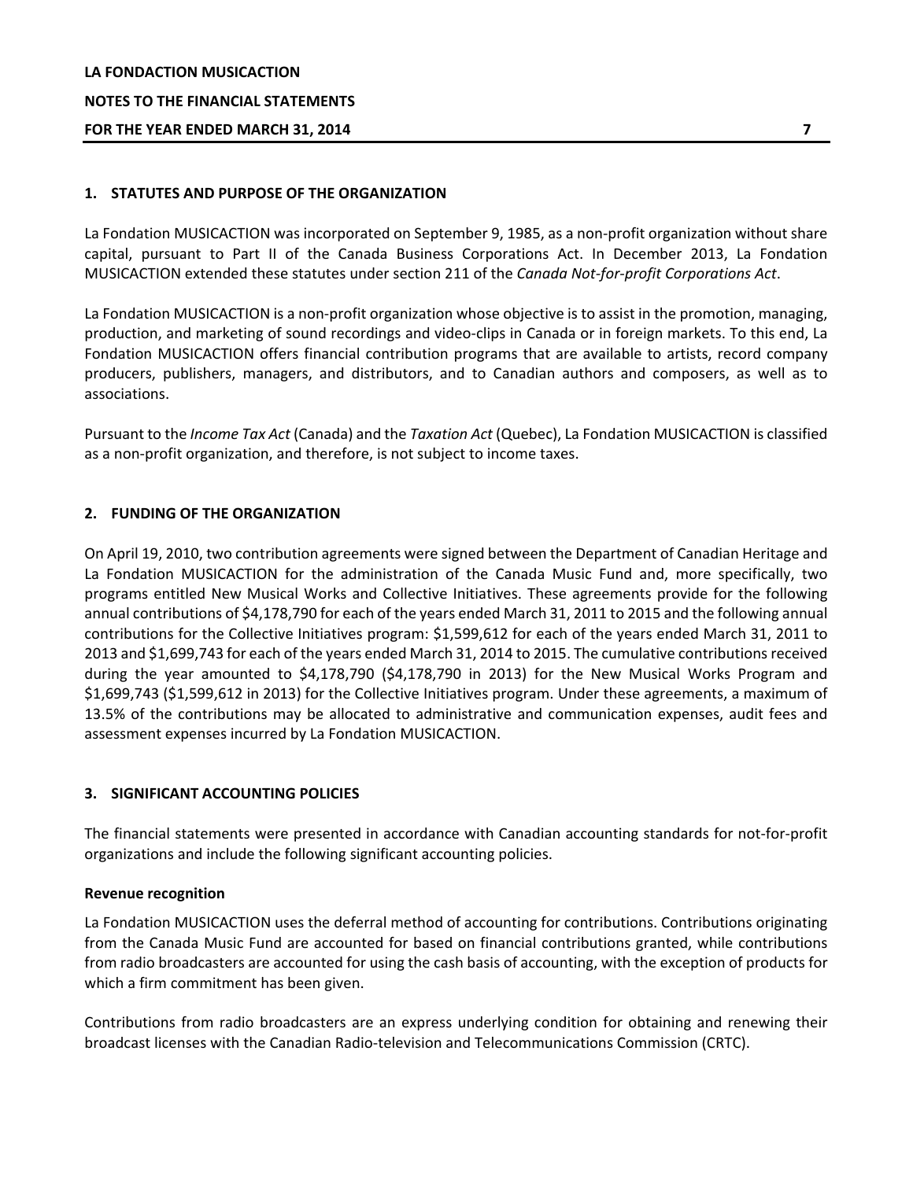## 1. STATUTES AND PURPOSE OF THE ORGANIZATION

La Fondation MUSICACTION was incorporated on September 9, 1985, as a non-profit organization without share capital, pursuant to Part II of the Canada Business Corporations Act. In December 2013, La Fondation MUSICACTION extended these statutes under section 211 of the *Canada Not-for-profit Corporations Act*.

La Fondation MUSICACTION is a non-profit organization whose objective is to assist in the promotion, managing, production, and marketing of sound recordings and video-clips in Canada or in foreign markets. To this end, La Fondation MUSICACTION offers financial contribution programs that are available to artists, record company producers, publishers, managers, and distributors, and to Canadian authors and composers, as well as to associations.

Pursuant to the *Income Tax Act* (Canada) and the *Taxation Act* (Quebec), La Fondation MUSICACTION is classified as a non-profit organization, and therefore, is not subject to income taxes.

## 2. FUNDING OF THE ORGANIZATION

On April 19, 2010, two contribution agreements were signed between the Department of Canadian Heritage and La Fondation MUSICACTION for the administration of the Canada Music Fund and, more specifically, two programs entitled New Musical Works and Collective Initiatives. These agreements provide for the following annual contributions of $4,178,790 for each of the years ended March 31, 2011 to 2015 and the following annual contributions for the Collective Initiatives program: $1,599,612 for each of the years ended March 31, 2011 to 2013 and $1,699,743 for each of the years ended March 31, 2014 to 2015. The cumulative contributions received during the year amounted to $4,178,790 ($4,178,790 in 2013) for the New Musical Works Program and $1,699,743 ($1,599,612 in 2013) for the Collective Initiatives program. Under these agreements, a maximum of 13.5% of the contributions may be allocated to administrative and communication expenses, audit fees and assessment expenses incurred by La Fondation MUSICACTION.

## 3. SIGNIFICANT ACCOUNTING POLICIES

The financial statements were presented in accordance with Canadian accounting standards for not-for-profit organizations and include the following significant accounting policies.

### Revenue recognition

La Fondation MUSICACTION uses the deferral method of accounting for contributions. Contributions originating from the Canada Music Fund are accounted for based on financial contributions granted, while contributions from radio broadcasters are accounted for using the cash basis of accounting, with the exception of products for which a firm commitment has been given.

Contributions from radio broadcasters are an express underlying condition for obtaining and renewing their broadcast licenses with the Canadian Radio-television and Telecommunications Commission (CRTC).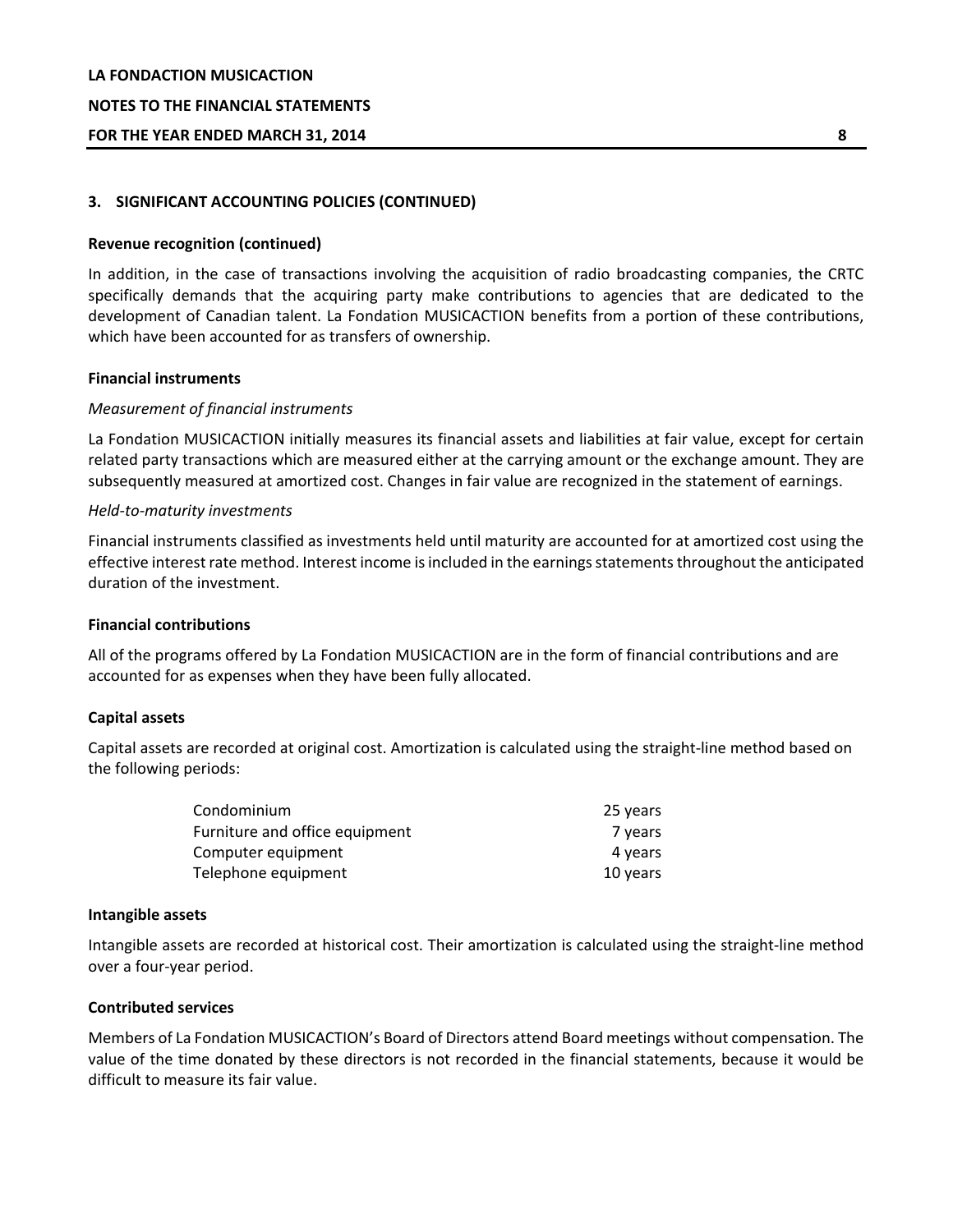## 3. SIGNIFICANT ACCOUNTING POLICIES (CONTINUED)

**Revenue recognition (continued)**

In addition, in the case of transactions involving the acquisition of radio broadcasting companies, the CRTC specifically demands that the acquiring party make contributions to agencies that are dedicated to the development of Canadian talent. La Fondation MUSICACTION benefits from a portion of these contributions, which have been accounted for as transfers of ownership.

**Financial instruments**

*Measurement of financial instruments*

La Fondation MUSICACTION initially measures its financial assets and liabilities at fair value, except for certain related party transactions which are measured either at the carrying amount or the exchange amount. They are subsequently measured at amortized cost. Changes in fair value are recognized in the statement of earnings.

*Held-to-maturity investments*

Financial instruments classified as investments held until maturity are accounted for at amortized cost using the effective interest rate method. Interest income is included in the earnings statements throughout the anticipated duration of the investment.

**Financial contributions**

All of the programs offered by La Fondation MUSICACTION are in the form of financial contributions and are accounted for as expenses when they have been fully allocated.

**Capital assets**

Capital assets are recorded at original cost. Amortization is calculated using the straight-line method based on the following periods:

| | |
|---|---|
| Condominium | 25 years |
| Furniture and office equipment | 7 years |
| Computer equipment | 4 years |
| Telephone equipment | 10 years |

**Intangible assets**

Intangible assets are recorded at historical cost. Their amortization is calculated using the straight-line method over a four-year period.

**Contributed services**

Members of La Fondation MUSICACTION's Board of Directors attend Board meetings without compensation. The value of the time donated by these directors is not recorded in the financial statements, because it would be difficult to measure its fair value.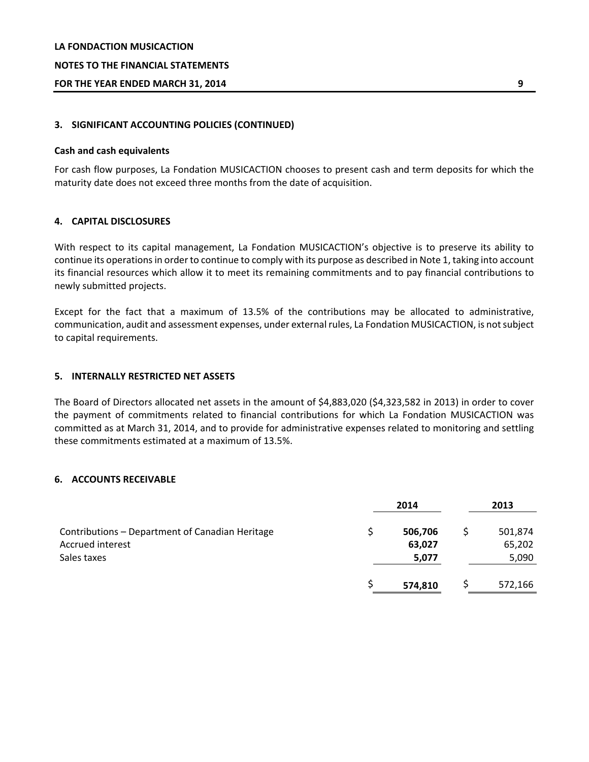### 3. SIGNIFICANT ACCOUNTING POLICIES (CONTINUED)

**Cash and cash equivalents**

For cash flow purposes, La Fondation MUSICACTION chooses to present cash and term deposits for which the maturity date does not exceed three months from the date of acquisition.

### 4. CAPITAL DISCLOSURES

With respect to its capital management, La Fondation MUSICACTION's objective is to preserve its ability to continue its operations in order to continue to comply with its purpose as described in Note 1, taking into account its financial resources which allow it to meet its remaining commitments and to pay financial contributions to newly submitted projects.

Except for the fact that a maximum of 13.5% of the contributions may be allocated to administrative, communication, audit and assessment expenses, under external rules, La Fondation MUSICACTION, is not subject to capital requirements.

### 5. INTERNALLY RESTRICTED NET ASSETS

The Board of Directors allocated net assets in the amount of $4,883,020 ($4,323,582 in 2013) in order to cover the payment of commitments related to financial contributions for which La Fondation MUSICACTION was committed as at March 31, 2014, and to provide for administrative expenses related to monitoring and settling these commitments estimated at a maximum of 13.5%.

### 6. ACCOUNTS RECEIVABLE

| | 2014 | 2013 |
|---|---|---|
| Contributions – Department of Canadian Heritage | $ **506,706** | $ 501,874 |
| Accrued interest | **63,027** | 65,202 |
| Sales taxes | **5,077** | 5,090 |
| | $ **574,810** | $ 572,166 |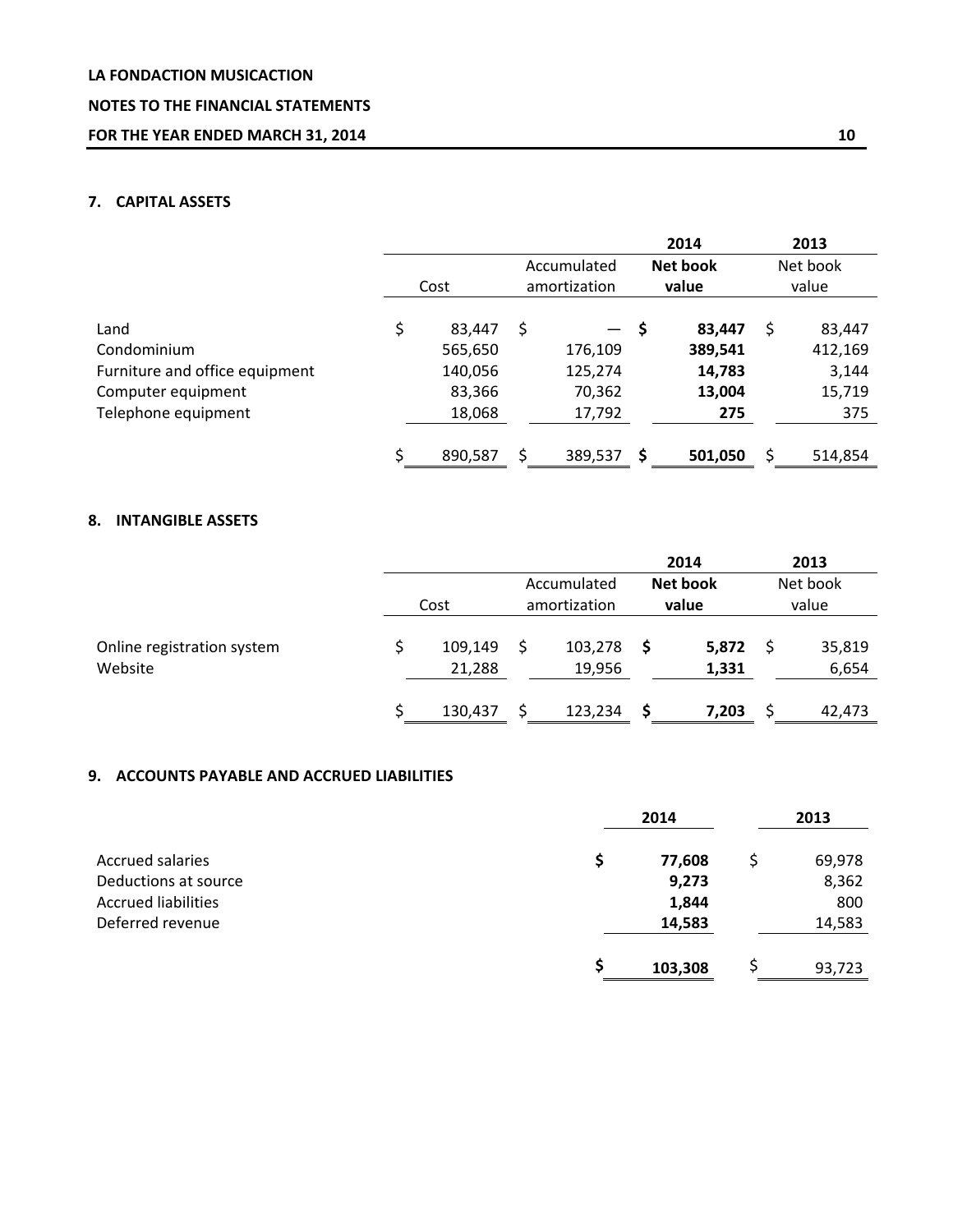## 7. CAPITAL ASSETS

| | | | 2014 | 2013 |
|---|---|---|---|---|
| | Cost | Accumulated amortization | **Net book value** | Net book value |
| Land | $ 83,447 | $ — | **$ 83,447** | $ 83,447 |
| Condominium | 565,650 | 176,109 | **389,541** | 412,169 |
| Furniture and office equipment | 140,056 | 125,274 | **14,783** | 3,144 |
| Computer equipment | 83,366 | 70,362 | **13,004** | 15,719 |
| Telephone equipment | 18,068 | 17,792 | **275** | 375 |
| | $ 890,587 | $ 389,537 | **$ 501,050** | $ 514,854 |

## 8. INTANGIBLE ASSETS

| | | | 2014 | 2013 |
|---|---|---|---|---|
| | Cost | Accumulated amortization | **Net book value** | Net book value |
| Online registration system | $ 109,149 | $ 103,278 | **$ 5,872** | $ 35,819 |
| Website | 21,288 | 19,956 | **1,331** | 6,654 |
| | $ 130,437 | $ 123,234 | **$ 7,203** | $ 42,473 |

## 9. ACCOUNTS PAYABLE AND ACCRUED LIABILITIES

| | 2014 | 2013 |
|---|---|---|
| Accrued salaries | **$ 77,608** | $ 69,978 |
| Deductions at source | **9,273** | 8,362 |
| Accrued liabilities | **1,844** | 800 |
| Deferred revenue | **14,583** | 14,583 |
| | **$ 103,308** | $ 93,723 |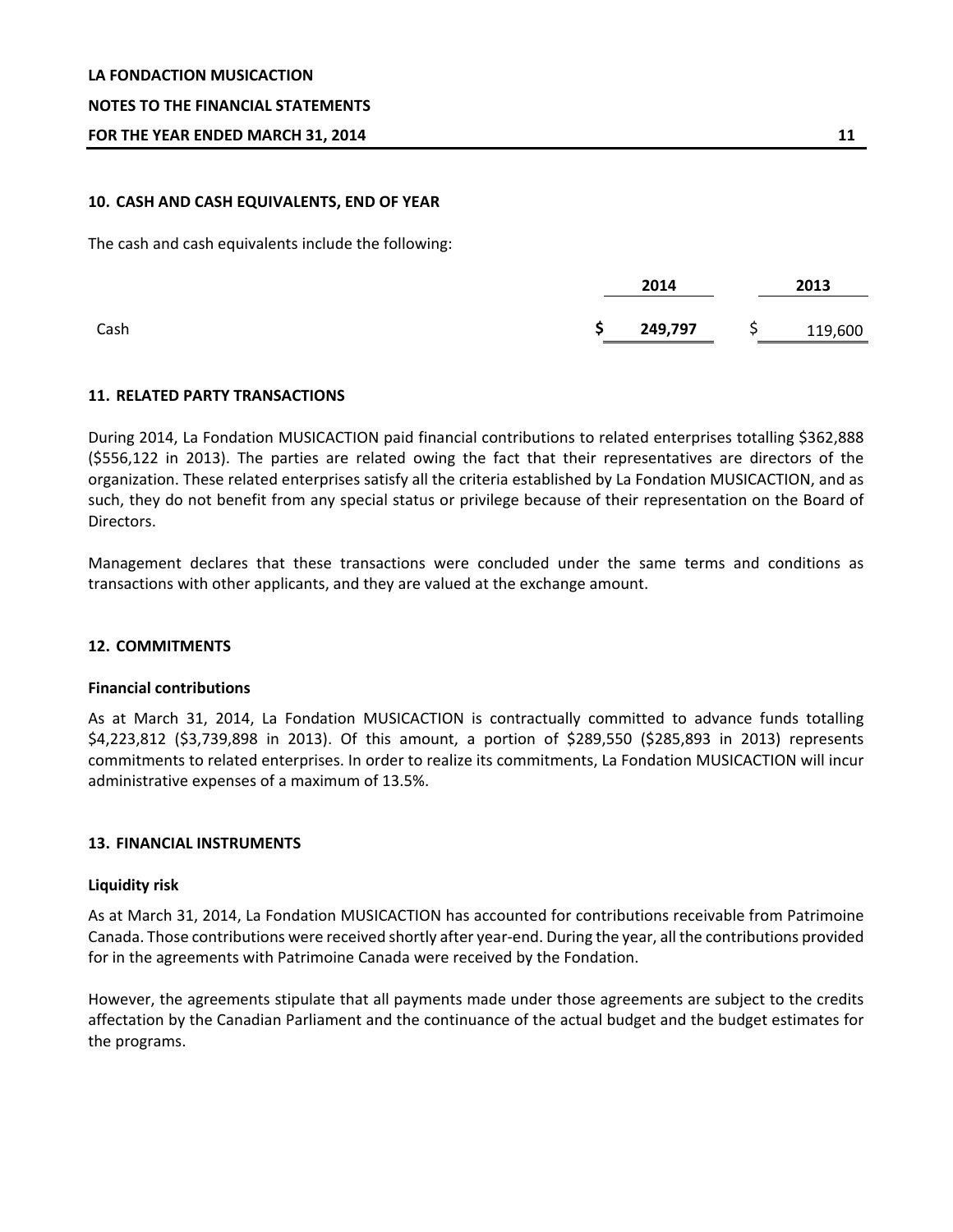## 10. CASH AND CASH EQUIVALENTS, END OF YEAR

The cash and cash equivalents include the following:

| | 2014 | 2013 |
|---|---|---|
| Cash | **$ 249,797** | $ 119,600 |

## 11. RELATED PARTY TRANSACTIONS

During 2014, La Fondation MUSICACTION paid financial contributions to related enterprises totalling $362,888 ($556,122 in 2013). The parties are related owing the fact that their representatives are directors of the organization. These related enterprises satisfy all the criteria established by La Fondation MUSICACTION, and as such, they do not benefit from any special status or privilege because of their representation on the Board of Directors.

Management declares that these transactions were concluded under the same terms and conditions as transactions with other applicants, and they are valued at the exchange amount.

## 12. COMMITMENTS

### Financial contributions

As at March 31, 2014, La Fondation MUSICACTION is contractually committed to advance funds totalling $4,223,812 ($3,739,898 in 2013). Of this amount, a portion of $289,550 ($285,893 in 2013) represents commitments to related enterprises. In order to realize its commitments, La Fondation MUSICACTION will incur administrative expenses of a maximum of 13.5%.

## 13. FINANCIAL INSTRUMENTS

### Liquidity risk

As at March 31, 2014, La Fondation MUSICACTION has accounted for contributions receivable from Patrimoine Canada. Those contributions were received shortly after year-end. During the year, all the contributions provided for in the agreements with Patrimoine Canada were received by the Fondation.

However, the agreements stipulate that all payments made under those agreements are subject to the credits affectation by the Canadian Parliament and the continuance of the actual budget and the budget estimates for the programs.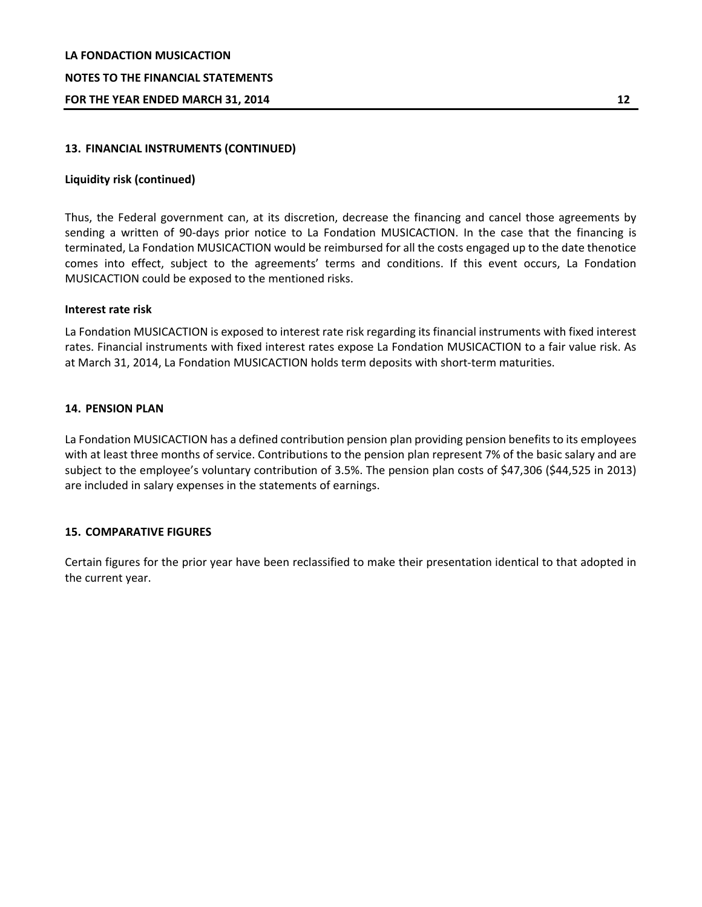## 13. FINANCIAL INSTRUMENTS (CONTINUED)

### Liquidity risk (continued)

Thus, the Federal government can, at its discretion, decrease the financing and cancel those agreements by sending a written of 90-days prior notice to La Fondation MUSICACTION. In the case that the financing is terminated, La Fondation MUSICACTION would be reimbursed for all the costs engaged up to the date thenotice comes into effect, subject to the agreements' terms and conditions. If this event occurs, La Fondation MUSICACTION could be exposed to the mentioned risks.

### Interest rate risk

La Fondation MUSICACTION is exposed to interest rate risk regarding its financial instruments with fixed interest rates. Financial instruments with fixed interest rates expose La Fondation MUSICACTION to a fair value risk. As at March 31, 2014, La Fondation MUSICACTION holds term deposits with short-term maturities.

## 14. PENSION PLAN

La Fondation MUSICACTION has a defined contribution pension plan providing pension benefits to its employees with at least three months of service. Contributions to the pension plan represent 7% of the basic salary and are subject to the employee's voluntary contribution of 3.5%. The pension plan costs of $47,306 ($44,525 in 2013) are included in salary expenses in the statements of earnings.

## 15. COMPARATIVE FIGURES

Certain figures for the prior year have been reclassified to make their presentation identical to that adopted in the current year.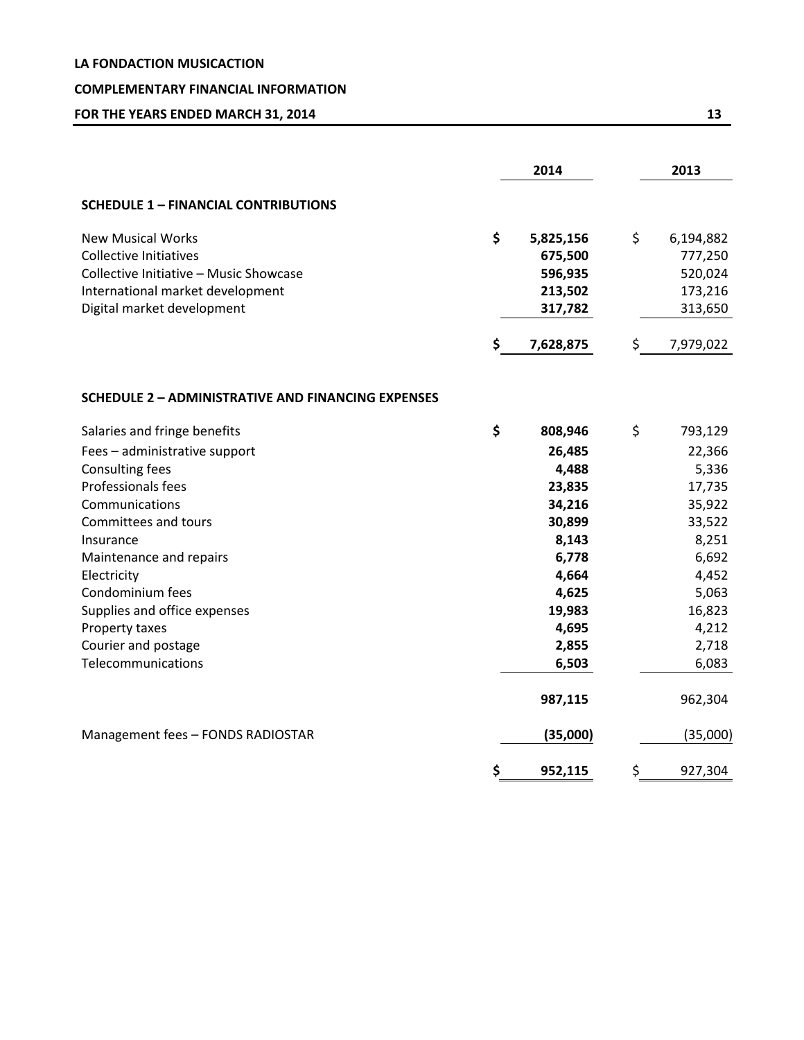**LA FONDACTION MUSICACTION**

**COMPLEMENTARY FINANCIAL INFORMATION**

**FOR THE YEARS ENDED MARCH 31, 2014**

| | 2014 | 2013 |
|---|---|---|
| **SCHEDULE 1 – FINANCIAL CONTRIBUTIONS** | | |
| New Musical Works | **$ 5,825,156** | $ 6,194,882 |
| Collective Initiatives | **675,500** | 777,250 |
| Collective Initiative – Music Showcase | **596,935** | 520,024 |
| International market development | **213,502** | 173,216 |
| Digital market development | **317,782** | 313,650 |
| | **$ 7,628,875** | $ 7,979,022 |

| | 2014 | 2013 |
|---|---|---|
| **SCHEDULE 2 – ADMINISTRATIVE AND FINANCING EXPENSES** | | |
| Salaries and fringe benefits | **$ 808,946** | $ 793,129 |
| Fees – administrative support | **26,485** | 22,366 |
| Consulting fees | **4,488** | 5,336 |
| Professionals fees | **23,835** | 17,735 |
| Communications | **34,216** | 35,922 |
| Committees and tours | **30,899** | 33,522 |
| Insurance | **8,143** | 8,251 |
| Maintenance and repairs | **6,778** | 6,692 |
| Electricity | **4,664** | 4,452 |
| Condominium fees | **4,625** | 5,063 |
| Supplies and office expenses | **19,983** | 16,823 |
| Property taxes | **4,695** | 4,212 |
| Courier and postage | **2,855** | 2,718 |
| Telecommunications | **6,503** | 6,083 |
| | **987,115** | 962,304 |
| Management fees – FONDS RADIOSTAR | **(35,000)** | (35,000) |
| | **$ 952,115** | $ 927,304 |